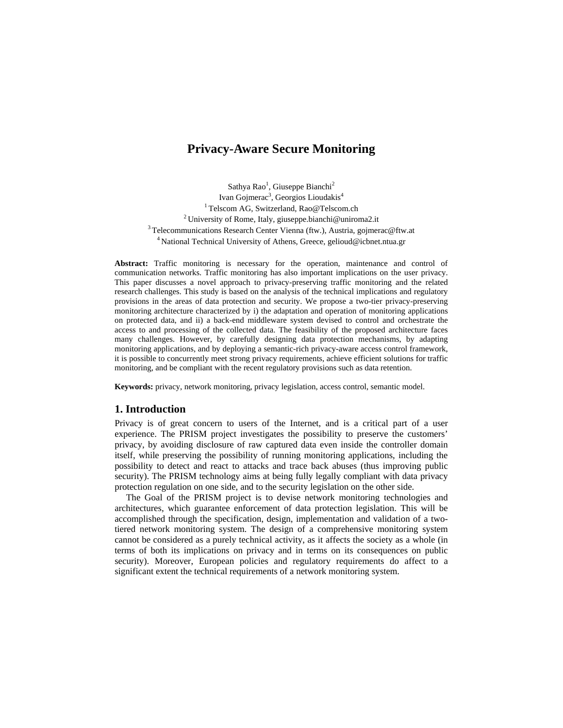# Privacy-Aware Secure Monitoring

Sathya Rao[1], Giuseppe Bianchi[2]
Ivan Gojmerac[3], Georgios Lioudakis[4]
[1] Telscom AG, Switzerland, Rao@Telscom.ch
[2] University of Rome, Italy, giuseppe.bianchi@uniroma2.it
[3] Telecommunications Research Center Vienna (ftw.), Austria, gojmerac@ftw.at
[4] National Technical University of Athens, Greece, gelioud@icbnet.ntua.gr

**Abstract:** Traffic monitoring is necessary for the operation, maintenance and control of communication networks. Traffic monitoring has also important implications on the user privacy. This paper discusses a novel approach to privacy-preserving traffic monitoring and the related research challenges. This study is based on the analysis of the technical implications and regulatory provisions in the areas of data protection and security. We propose a two-tier privacy-preserving monitoring architecture characterized by i) the adaptation and operation of monitoring applications on protected data, and ii) a back-end middleware system devised to control and orchestrate the access to and processing of the collected data. The feasibility of the proposed architecture faces many challenges. However, by carefully designing data protection mechanisms, by adapting monitoring applications, and by deploying a semantic-rich privacy-aware access control framework, it is possible to concurrently meet strong privacy requirements, achieve efficient solutions for traffic monitoring, and be compliant with the recent regulatory provisions such as data retention.

**Keywords:** privacy, network monitoring, privacy legislation, access control, semantic model.

## 1. Introduction

Privacy is of great concern to users of the Internet, and is a critical part of a user experience. The PRISM project investigates the possibility to preserve the customers' privacy, by avoiding disclosure of raw captured data even inside the controller domain itself, while preserving the possibility of running monitoring applications, including the possibility to detect and react to attacks and trace back abuses (thus improving public security). The PRISM technology aims at being fully legally compliant with data privacy protection regulation on one side, and to the security legislation on the other side.

The Goal of the PRISM project is to devise network monitoring technologies and architectures, which guarantee enforcement of data protection legislation. This will be accomplished through the specification, design, implementation and validation of a two-tiered network monitoring system. The design of a comprehensive monitoring system cannot be considered as a purely technical activity, as it affects the society as a whole (in terms of both its implications on privacy and in terms on its consequences on public security). Moreover, European policies and regulatory requirements do affect to a significant extent the technical requirements of a network monitoring system.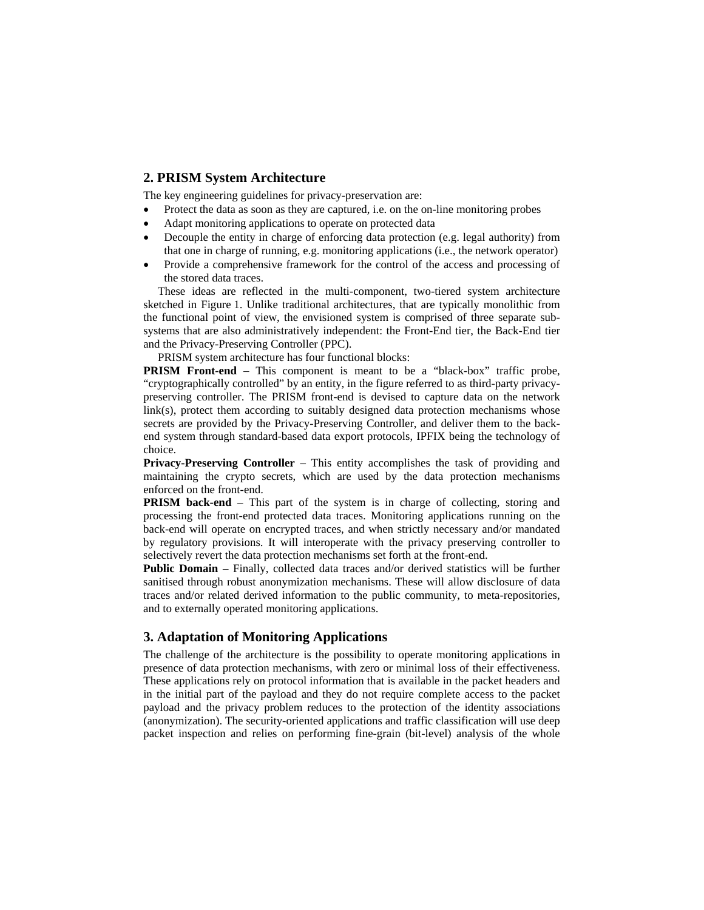## 2. PRISM System Architecture

The key engineering guidelines for privacy-preservation are:

- Protect the data as soon as they are captured, i.e. on the on-line monitoring probes
- Adapt monitoring applications to operate on protected data
- Decouple the entity in charge of enforcing data protection (e.g. legal authority) from that one in charge of running, e.g. monitoring applications (i.e., the network operator)
- Provide a comprehensive framework for the control of the access and processing of the stored data traces.

These ideas are reflected in the multi-component, two-tiered system architecture sketched in Figure 1. Unlike traditional architectures, that are typically monolithic from the functional point of view, the envisioned system is comprised of three separate sub-systems that are also administratively independent: the Front-End tier, the Back-End tier and the Privacy-Preserving Controller (PPC).

PRISM system architecture has four functional blocks:

**PRISM Front-end** – This component is meant to be a "black-box" traffic probe, "cryptographically controlled" by an entity, in the figure referred to as third-party privacy-preserving controller. The PRISM front-end is devised to capture data on the network link(s), protect them according to suitably designed data protection mechanisms whose secrets are provided by the Privacy-Preserving Controller, and deliver them to the back-end system through standard-based data export protocols, IPFIX being the technology of choice.

**Privacy-Preserving Controller** – This entity accomplishes the task of providing and maintaining the crypto secrets, which are used by the data protection mechanisms enforced on the front-end.

**PRISM back-end** – This part of the system is in charge of collecting, storing and processing the front-end protected data traces. Monitoring applications running on the back-end will operate on encrypted traces, and when strictly necessary and/or mandated by regulatory provisions. It will interoperate with the privacy preserving controller to selectively revert the data protection mechanisms set forth at the front-end.

**Public Domain** – Finally, collected data traces and/or derived statistics will be further sanitised through robust anonymization mechanisms. These will allow disclosure of data traces and/or related derived information to the public community, to meta-repositories, and to externally operated monitoring applications.

## 3. Adaptation of Monitoring Applications

The challenge of the architecture is the possibility to operate monitoring applications in presence of data protection mechanisms, with zero or minimal loss of their effectiveness. These applications rely on protocol information that is available in the packet headers and in the initial part of the payload and they do not require complete access to the packet payload and the privacy problem reduces to the protection of the identity associations (anonymization). The security-oriented applications and traffic classification will use deep packet inspection and relies on performing fine-grain (bit-level) analysis of the whole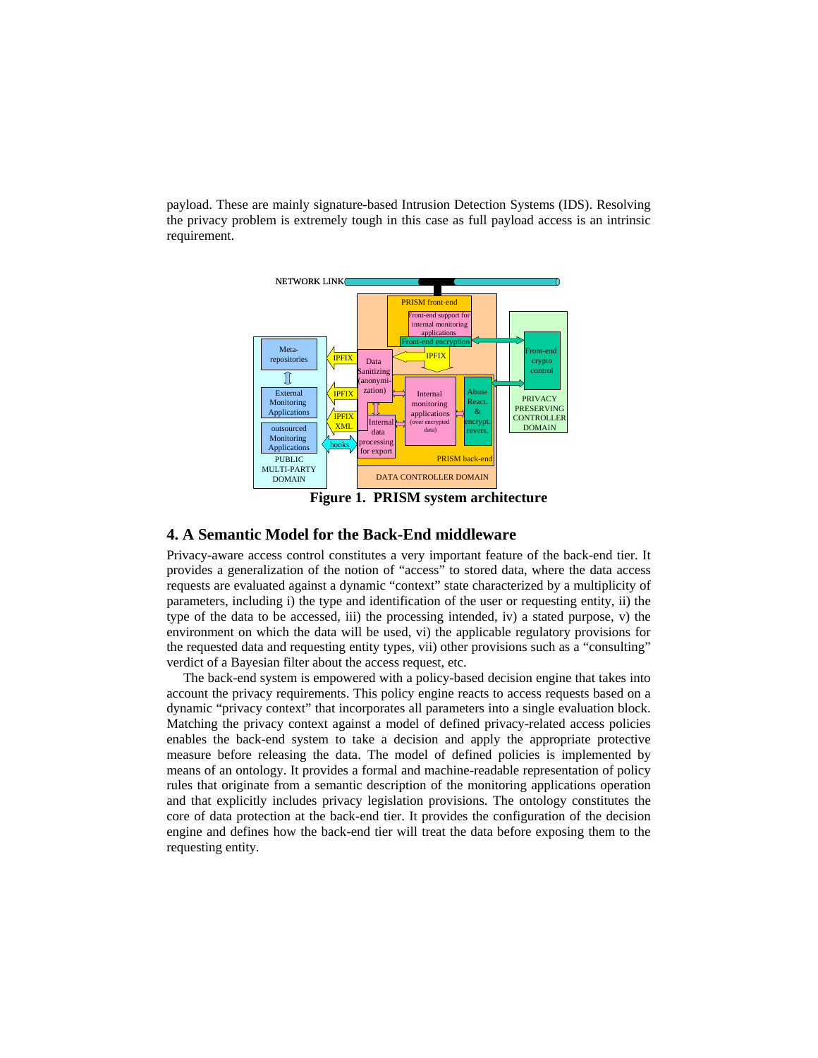payload. These are mainly signature-based Intrusion Detection Systems (IDS). Resolving the privacy problem is extremely tough in this case as full payload access is an intrinsic requirement.

**Figure 1. PRISM system architecture**

## 4. A Semantic Model for the Back-End middleware

Privacy-aware access control constitutes a very important feature of the back-end tier. It provides a generalization of the notion of "access" to stored data, where the data access requests are evaluated against a dynamic "context" state characterized by a multiplicity of parameters, including i) the type and identification of the user or requesting entity, ii) the type of the data to be accessed, iii) the processing intended, iv) a stated purpose, v) the environment on which the data will be used, vi) the applicable regulatory provisions for the requested data and requesting entity types, vii) other provisions such as a "consulting" verdict of a Bayesian filter about the access request, etc.

The back-end system is empowered with a policy-based decision engine that takes into account the privacy requirements. This policy engine reacts to access requests based on a dynamic "privacy context" that incorporates all parameters into a single evaluation block. Matching the privacy context against a model of defined privacy-related access policies enables the back-end system to take a decision and apply the appropriate protective measure before releasing the data. The model of defined policies is implemented by means of an ontology. It provides a formal and machine-readable representation of policy rules that originate from a semantic description of the monitoring applications operation and that explicitly includes privacy legislation provisions. The ontology constitutes the core of data protection at the back-end tier. It provides the configuration of the decision engine and defines how the back-end tier will treat the data before exposing them to the requesting entity.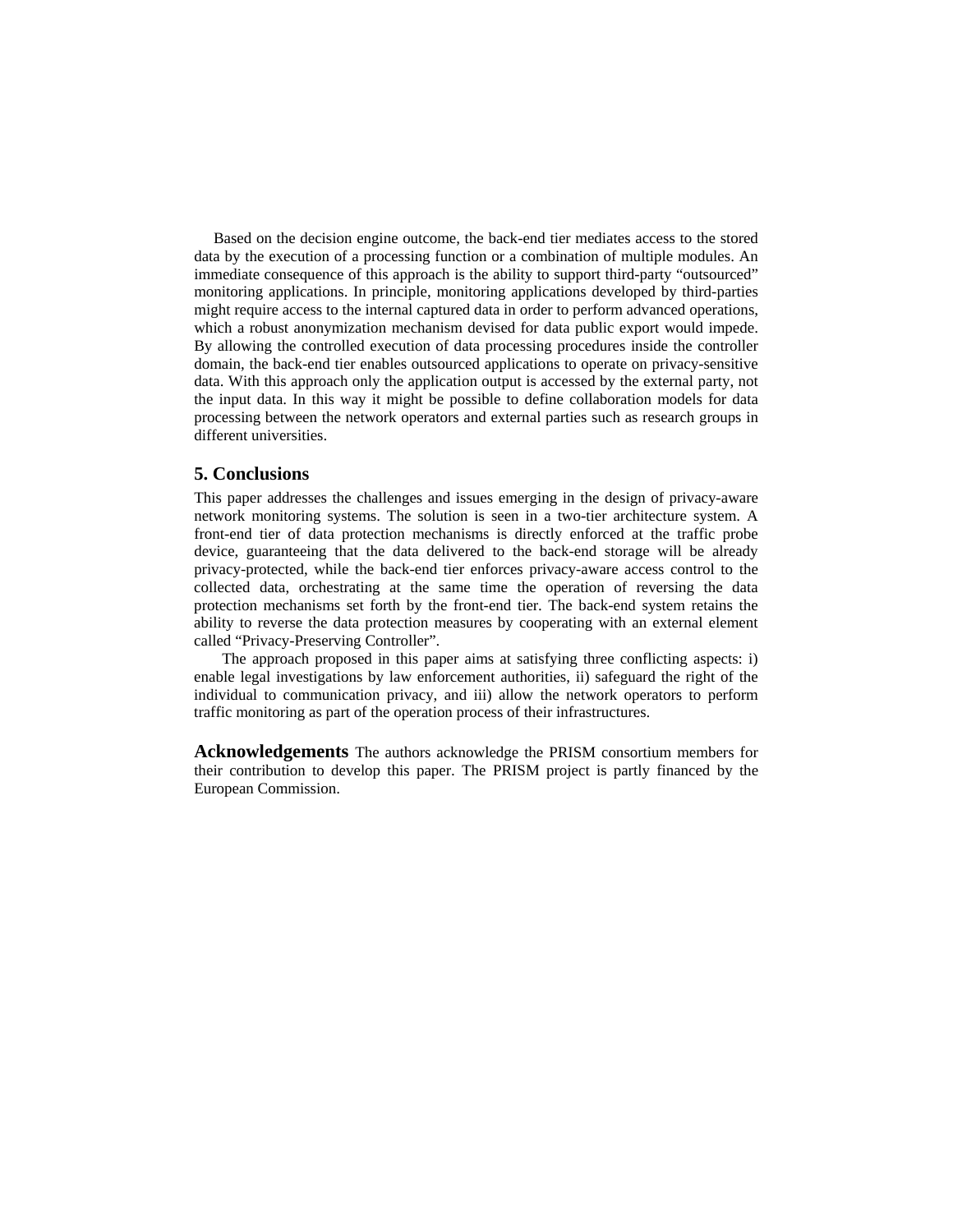Based on the decision engine outcome, the back-end tier mediates access to the stored data by the execution of a processing function or a combination of multiple modules. An immediate consequence of this approach is the ability to support third-party “outsourced” monitoring applications. In principle, monitoring applications developed by third-parties might require access to the internal captured data in order to perform advanced operations, which a robust anonymization mechanism devised for data public export would impede. By allowing the controlled execution of data processing procedures inside the controller domain, the back-end tier enables outsourced applications to operate on privacy-sensitive data. With this approach only the application output is accessed by the external party, not the input data. In this way it might be possible to define collaboration models for data processing between the network operators and external parties such as research groups in different universities.

## 5. Conclusions

This paper addresses the challenges and issues emerging in the design of privacy-aware network monitoring systems. The solution is seen in a two-tier architecture system. A front-end tier of data protection mechanisms is directly enforced at the traffic probe device, guaranteeing that the data delivered to the back-end storage will be already privacy-protected, while the back-end tier enforces privacy-aware access control to the collected data, orchestrating at the same time the operation of reversing the data protection mechanisms set forth by the front-end tier. The back-end system retains the ability to reverse the data protection measures by cooperating with an external element called “Privacy-Preserving Controller”.

The approach proposed in this paper aims at satisfying three conflicting aspects: i) enable legal investigations by law enforcement authorities, ii) safeguard the right of the individual to communication privacy, and iii) allow the network operators to perform traffic monitoring as part of the operation process of their infrastructures.

**Acknowledgements** The authors acknowledge the PRISM consortium members for their contribution to develop this paper. The PRISM project is partly financed by the European Commission.